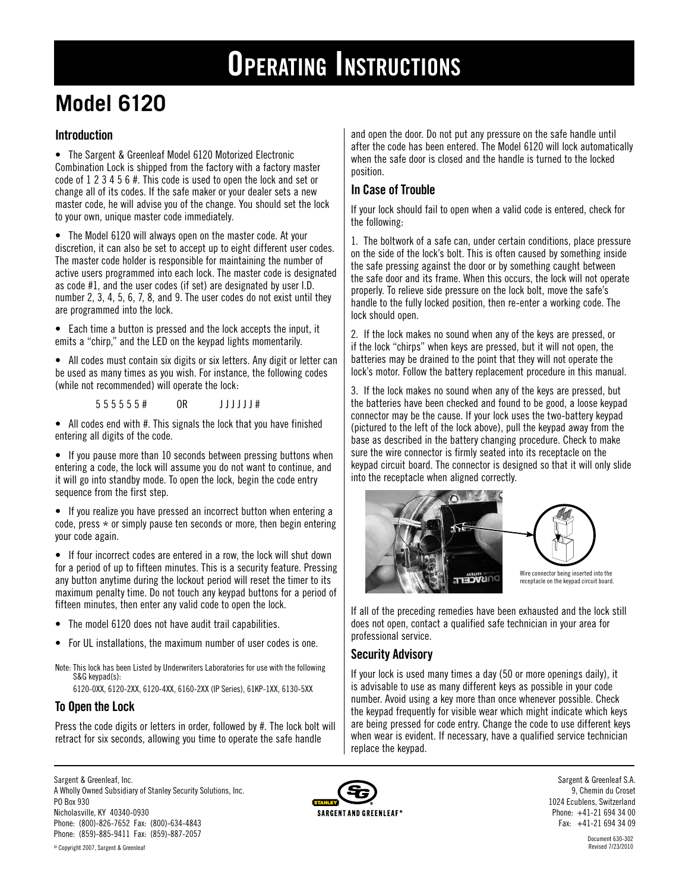# Operating Instructions

## Model 6120

### Introduction

- The Sargent & Greenleaf Model 6120 Motorized Electronic Combination Lock is shipped from the factory with a factory master code of 1 2 3 4 5 6 #. This code is used to open the lock and set or change all of its codes. If the safe maker or your dealer sets a new master code, he will advise you of the change. You should set the lock to your own, unique master code immediately.

- The Model 6120 will always open on the master code. At your discretion, it can also be set to accept up to eight different user codes. The master code holder is responsible for maintaining the number of active users programmed into each lock. The master code is designated as code #1, and the user codes (if set) are designated by user I.D. number 2, 3, 4, 5, 6, 7, 8, and 9. The user codes do not exist until they are programmed into the lock.

- Each time a button is pressed and the lock accepts the input, it emits a "chirp," and the LED on the keypad lights momentarily.

- All codes must contain six digits or six letters. Any digit or letter can be used as many times as you wish. For instance, the following codes (while not recommended) will operate the lock:

  5 5 5 5 5 5 # OR J J J J J J #

- All codes end with #. This signals the lock that you have finished entering all digits of the code.

- If you pause more than 10 seconds between pressing buttons when entering a code, the lock will assume you do not want to continue, and it will go into standby mode. To open the lock, begin the code entry sequence from the first step.

- If you realize you have pressed an incorrect button when entering a code, press * or simply pause ten seconds or more, then begin entering your code again.

- If four incorrect codes are entered in a row, the lock will shut down for a period of up to fifteen minutes. This is a security feature. Pressing any button anytime during the lockout period will reset the timer to its maximum penalty time. Do not touch any keypad buttons for a period of fifteen minutes, then enter any valid code to open the lock.

- The model 6120 does not have audit trail capabilities.

- For UL installations, the maximum number of user codes is one.

Note: This lock has been Listed by Underwriters Laboratories for use with the following S&G keypad(s):
6120-0XX, 6120-2XX, 6120-4XX, 6160-2XX (IP Series), 61KP-1XX, 6130-5XX

### To Open the Lock

Press the code digits or letters in order, followed by #. The lock bolt will retract for six seconds, allowing you time to operate the safe handle and open the door. Do not put any pressure on the safe handle until after the code has been entered. The Model 6120 will lock automatically when the safe door is closed and the handle is turned to the locked position.

### In Case of Trouble

If your lock should fail to open when a valid code is entered, check for the following:

1. The boltwork of a safe can, under certain conditions, place pressure on the side of the lock's bolt. This is often caused by something inside the safe pressing against the door or by something caught between the safe door and its frame. When this occurs, the lock will not operate properly. To relieve side pressure on the lock bolt, move the safe's handle to the fully locked position, then re-enter a working code. The lock should open.

2. If the lock makes no sound when any of the keys are pressed, or if the lock "chirps" when keys are pressed, but it will not open, the batteries may be drained to the point that they will not operate the lock's motor. Follow the battery replacement procedure in this manual.

3. If the lock makes no sound when any of the keys are pressed, but the batteries have been checked and found to be good, a loose keypad connector may be the cause. If your lock uses the two-battery keypad (pictured to the left of the lock above), pull the keypad away from the base as described in the battery changing procedure. Check to make sure the wire connector is firmly seated into its receptacle on the keypad circuit board. The connector is designed so that it will only slide into the receptacle when aligned correctly.

Wire connector being inserted into the receptacle on the keypad circuit board.

If all of the preceding remedies have been exhausted and the lock still does not open, contact a qualified safe technician in your area for professional service.

### Security Advisory

If your lock is used many times a day (50 or more openings daily), it is advisable to use as many different keys as possible in your code number. Avoid using a key more than once whenever possible. Check the keypad frequently for visible wear which might indicate which keys are being pressed for code entry. Change the code to use different keys when wear is evident. If necessary, have a qualified service technician replace the keypad.

Sargent & Greenleaf, Inc.
A Wholly Owned Subsidiary of Stanley Security Solutions, Inc.
PO Box 930
Nicholasville, KY 40340-0930
Phone: (800)-826-7652 Fax: (800)-634-4843
Phone: (859)-885-9411 Fax: (859)-887-2057

Sargent & Greenleaf S.A.
9, Chemin du Croset
1024 Ecublens, Switzerland
Phone: +41-21 694 34 00
Fax: +41-21 694 34 09

© Copyright 2007, Sargent & Greenleaf

Document 630-302
Revised 7/23/2010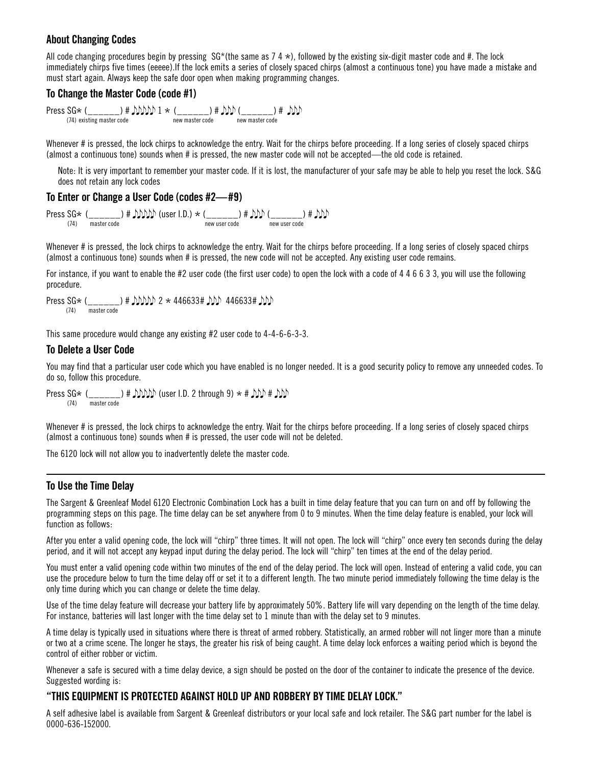## About Changing Codes

All code changing procedures begin by pressing SG*(the same as 7 4 *), followed by the existing six-digit master code and #. The lock immediately chirps five times (eeeee).If the lock emits a series of closely spaced chirps (almost a continuous tone) you have made a mistake and must start again. Always keep the safe door open when making programming changes.

## To Change the Master Code (code #1)

Press SG* (______) # ♪♪♪♪♪ 1 * (______) # ♪♪♪ (______) # ♪♪♪
(74) existing master code — new master code — new master code

Whenever # is pressed, the lock chirps to acknowledge the entry. Wait for the chirps before proceeding. If a long series of closely spaced chirps (almost a continuous tone) sounds when # is pressed, the new master code will not be accepted—the old code is retained.

Note: It is very important to remember your master code. If it is lost, the manufacturer of your safe may be able to help you reset the lock. S&G does not retain any lock codes

## To Enter or Change a User Code (codes #2—#9)

Press SG* (______) # ♪♪♪♪♪ (user I.D.) * (______) # ♪♪♪ (______) # ♪♪♪
(74) master code — new user code — new user code

Whenever # is pressed, the lock chirps to acknowledge the entry. Wait for the chirps before proceeding. If a long series of closely spaced chirps (almost a continuous tone) sounds when # is pressed, the new code will not be accepted. Any existing user code remains.

For instance, if you want to enable the #2 user code (the first user code) to open the lock with a code of 4 4 6 6 3 3, you will use the following procedure.

Press SG* (______) # ♪♪♪♪♪ 2 * 446633# ♪♪♪ 446633# ♪♪♪
(74) master code

This same procedure would change any existing #2 user code to 4-4-6-6-3-3.

## To Delete a User Code

You may find that a particular user code which you have enabled is no longer needed. It is a good security policy to remove any unneeded codes. To do so, follow this procedure.

Press SG* (______) # ♪♪♪♪♪ (user I.D. 2 through 9) * # ♪♪♪ # ♪♪♪
(74) master code

Whenever # is pressed, the lock chirps to acknowledge the entry. Wait for the chirps before proceeding. If a long series of closely spaced chirps (almost a continuous tone) sounds when # is pressed, the user code will not be deleted.

The 6120 lock will not allow you to inadvertently delete the master code.

---

## To Use the Time Delay

The Sargent & Greenleaf Model 6120 Electronic Combination Lock has a built in time delay feature that you can turn on and off by following the programming steps on this page. The time delay can be set anywhere from 0 to 9 minutes. When the time delay feature is enabled, your lock will function as follows:

After you enter a valid opening code, the lock will "chirp" three times. It will not open. The lock will "chirp" once every ten seconds during the delay period, and it will not accept any keypad input during the delay period. The lock will "chirp" ten times at the end of the delay period.

You must enter a valid opening code within two minutes of the end of the delay period. The lock will open. Instead of entering a valid code, you can use the procedure below to turn the time delay off or set it to a different length. The two minute period immediately following the time delay is the only time during which you can change or delete the time delay.

Use of the time delay feature will decrease your battery life by approximately 50%. Battery life will vary depending on the length of the time delay. For instance, batteries will last longer with the time delay set to 1 minute than with the delay set to 9 minutes.

A time delay is typically used in situations where there is threat of armed robbery. Statistically, an armed robber will not linger more than a minute or two at a crime scene. The longer he stays, the greater his risk of being caught. A time delay lock enforces a waiting period which is beyond the control of either robber or victim.

Whenever a safe is secured with a time delay device, a sign should be posted on the door of the container to indicate the presence of the device. Suggested wording is:

### "THIS EQUIPMENT IS PROTECTED AGAINST HOLD UP AND ROBBERY BY TIME DELAY LOCK."

A self adhesive label is available from Sargent & Greenleaf distributors or your local safe and lock retailer. The S&G part number for the label is 0000-636-152000.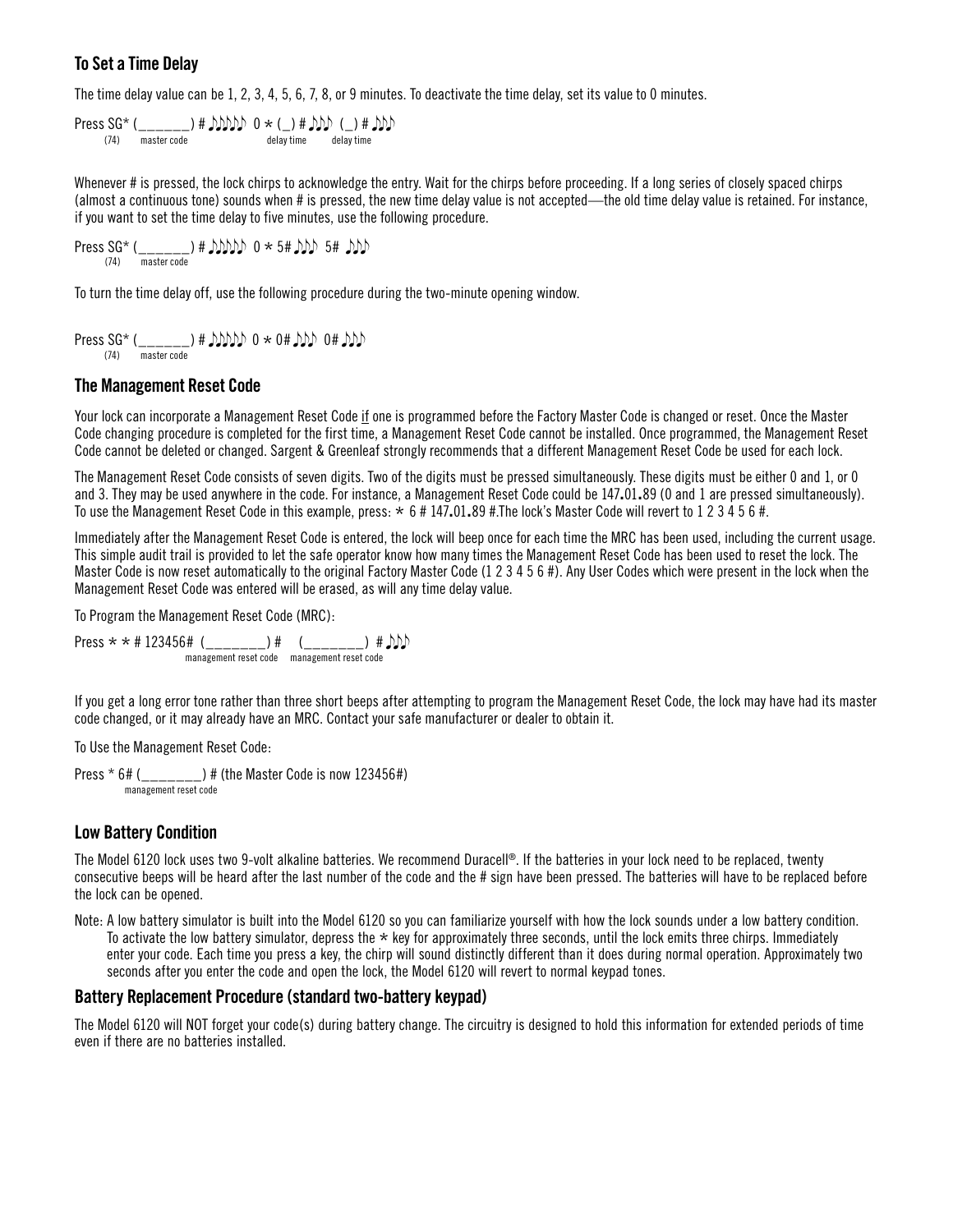## To Set a Time Delay

The time delay value can be 1, 2, 3, 4, 5, 6, 7, 8, or 9 minutes. To deactivate the time delay, set its value to 0 minutes.

Press SG* (______) # ♪♪♪♪♪ 0 * (_) # ♪♪♪ (_) # ♪♪♪
(74) master code delay time delay time

Whenever # is pressed, the lock chirps to acknowledge the entry. Wait for the chirps before proceeding. If a long series of closely spaced chirps (almost a continuous tone) sounds when # is pressed, the new time delay value is not accepted—the old time delay value is retained. For instance, if you want to set the time delay to five minutes, use the following procedure.

Press SG* (______) # ♪♪♪♪♪ 0 * 5# ♪♪♪ 5# ♪♪♪
(74) master code

To turn the time delay off, use the following procedure during the two-minute opening window.

Press SG* (______) # ♪♪♪♪♪ 0 * 0# ♪♪♪ 0# ♪♪♪
(74) master code

## The Management Reset Code

Your lock can incorporate a Management Reset Code if one is programmed before the Factory Master Code is changed or reset. Once the Master Code changing procedure is completed for the first time, a Management Reset Code cannot be installed. Once programmed, the Management Reset Code cannot be deleted or changed. Sargent & Greenleaf strongly recommends that a different Management Reset Code be used for each lock.

The Management Reset Code consists of seven digits. Two of the digits must be pressed simultaneously. These digits must be either 0 and 1, or 0 and 3. They may be used anywhere in the code. For instance, a Management Reset Code could be 147**.**01**.**89 (0 and 1 are pressed simultaneously). To use the Management Reset Code in this example, press: * 6 # 147**.**01**.**89 #.The lock's Master Code will revert to 1 2 3 4 5 6 #.

Immediately after the Management Reset Code is entered, the lock will beep once for each time the MRC has been used, including the current usage. This simple audit trail is provided to let the safe operator know how many times the Management Reset Code has been used to reset the lock. The Master Code is now reset automatically to the original Factory Master Code (1 2 3 4 5 6 #). Any User Codes which were present in the lock when the Management Reset Code was entered will be erased, as will any time delay value.

To Program the Management Reset Code (MRC):

Press * * # 123456# (_______) # (_______) # ♪♪♪
management reset code management reset code

If you get a long error tone rather than three short beeps after attempting to program the Management Reset Code, the lock may have had its master code changed, or it may already have an MRC. Contact your safe manufacturer or dealer to obtain it.

To Use the Management Reset Code:

Press * 6# (_______) # (the Master Code is now 123456#)
management reset code

## Low Battery Condition

The Model 6120 lock uses two 9-volt alkaline batteries. We recommend Duracell®. If the batteries in your lock need to be replaced, twenty consecutive beeps will be heard after the last number of the code and the # sign have been pressed. The batteries will have to be replaced before the lock can be opened.

Note: A low battery simulator is built into the Model 6120 so you can familiarize yourself with how the lock sounds under a low battery condition. To activate the low battery simulator, depress the * key for approximately three seconds, until the lock emits three chirps. Immediately enter your code. Each time you press a key, the chirp will sound distinctly different than it does during normal operation. Approximately two seconds after you enter the code and open the lock, the Model 6120 will revert to normal keypad tones.

## Battery Replacement Procedure (standard two-battery keypad)

The Model 6120 will NOT forget your code(s) during battery change. The circuitry is designed to hold this information for extended periods of time even if there are no batteries installed.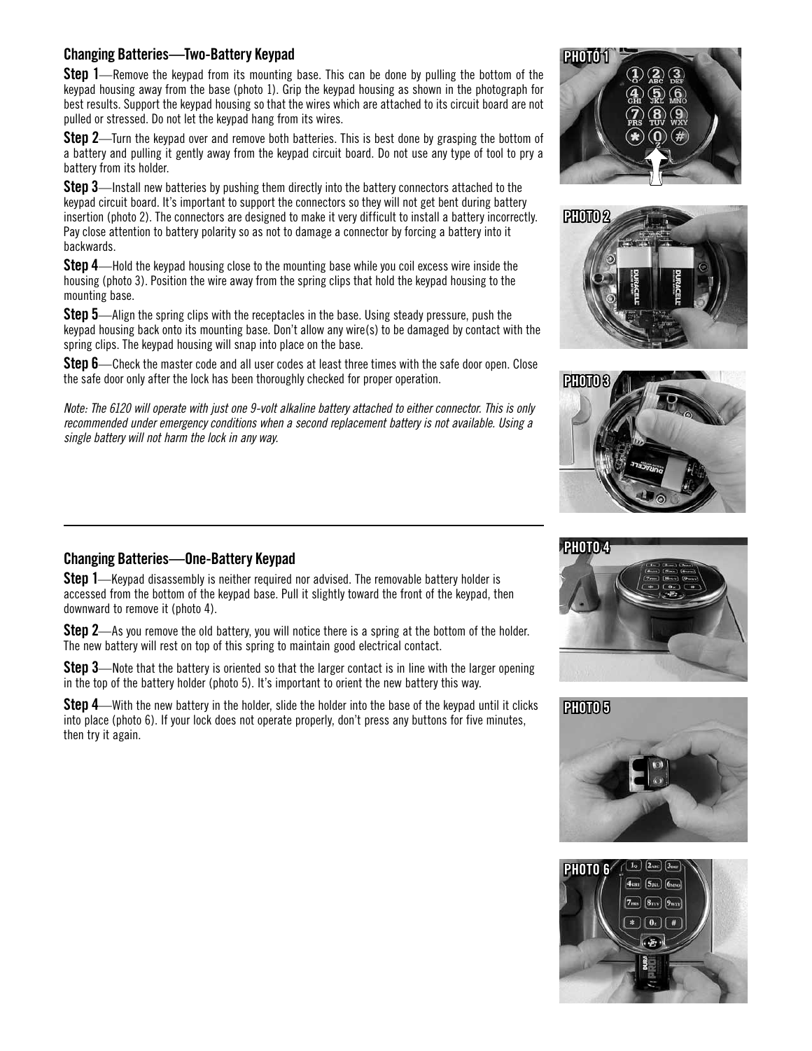## Changing Batteries—Two-Battery Keypad

**Step 1**—Remove the keypad from its mounting base. This can be done by pulling the bottom of the keypad housing away from the base (photo 1). Grip the keypad housing as shown in the photograph for best results. Support the keypad housing so that the wires which are attached to its circuit board are not pulled or stressed. Do not let the keypad hang from its wires.

**Step 2**—Turn the keypad over and remove both batteries. This is best done by grasping the bottom of a battery and pulling it gently away from the keypad circuit board. Do not use any type of tool to pry a battery from its holder.

**Step 3**—Install new batteries by pushing them directly into the battery connectors attached to the keypad circuit board. It's important to support the connectors so they will not get bent during battery insertion (photo 2). The connectors are designed to make it very difficult to install a battery incorrectly. Pay close attention to battery polarity so as not to damage a connector by forcing a battery into it backwards.

**Step 4**—Hold the keypad housing close to the mounting base while you coil excess wire inside the housing (photo 3). Position the wire away from the spring clips that hold the keypad housing to the mounting base.

**Step 5**—Align the spring clips with the receptacles in the base. Using steady pressure, push the keypad housing back onto its mounting base. Don't allow any wire(s) to be damaged by contact with the spring clips. The keypad housing will snap into place on the base.

**Step 6**—Check the master code and all user codes at least three times with the safe door open. Close the safe door only after the lock has been thoroughly checked for proper operation.

*Note: The 6120 will operate with just one 9-volt alkaline battery attached to either connector. This is only recommended under emergency conditions when a second replacement battery is not available. Using a single battery will not harm the lock in any way.*

PHOTO 1

PHOTO 2

PHOTO 3

## Changing Batteries—One-Battery Keypad

**Step 1**—Keypad disassembly is neither required nor advised. The removable battery holder is accessed from the bottom of the keypad base. Pull it slightly toward the front of the keypad, then downward to remove it (photo 4).

**Step 2**—As you remove the old battery, you will notice there is a spring at the bottom of the holder. The new battery will rest on top of this spring to maintain good electrical contact.

**Step 3**—Note that the battery is oriented so that the larger contact is in line with the larger opening in the top of the battery holder (photo 5). It's important to orient the new battery this way.

**Step 4**—With the new battery in the holder, slide the holder into the base of the keypad until it clicks into place (photo 6). If your lock does not operate properly, don't press any buttons for five minutes, then try it again.

PHOTO 4

PHOTO 5

PHOTO 6